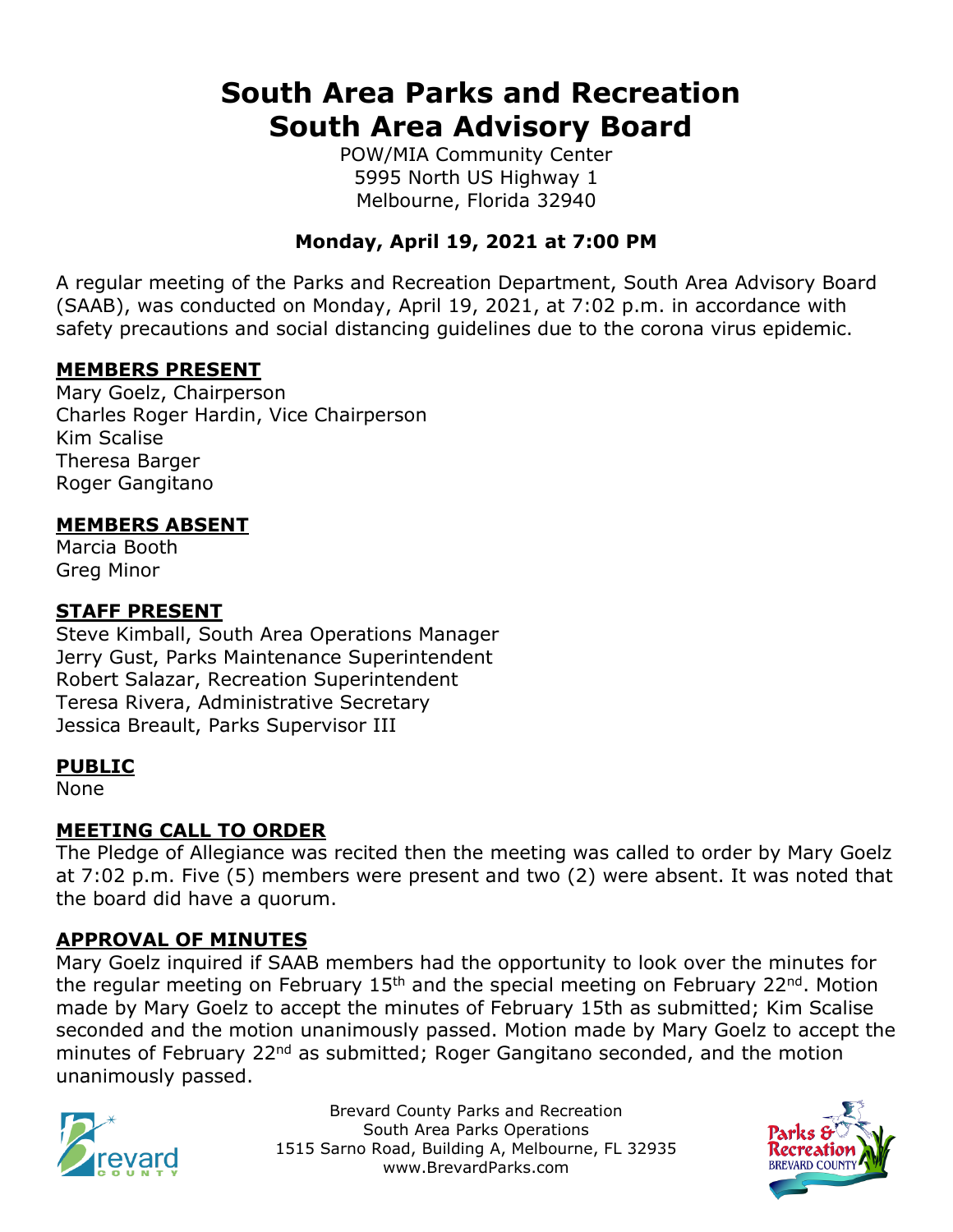# South Area Parks and Recreation South Area Advisory Board

POW/MIA Community Center
5995 North US Highway 1
Melbourne, Florida 32940

**Monday, April 19, 2021 at 7:00 PM**

A regular meeting of the Parks and Recreation Department, South Area Advisory Board (SAAB), was conducted on Monday, April 19, 2021, at 7:02 p.m. in accordance with safety precautions and social distancing guidelines due to the corona virus epidemic.

## MEMBERS PRESENT

Mary Goelz, Chairperson
Charles Roger Hardin, Vice Chairperson
Kim Scalise
Theresa Barger
Roger Gangitano

## MEMBERS ABSENT

Marcia Booth
Greg Minor

## STAFF PRESENT

Steve Kimball, South Area Operations Manager
Jerry Gust, Parks Maintenance Superintendent
Robert Salazar, Recreation Superintendent
Teresa Rivera, Administrative Secretary
Jessica Breault, Parks Supervisor III

## PUBLIC

None

## MEETING CALL TO ORDER

The Pledge of Allegiance was recited then the meeting was called to order by Mary Goelz at 7:02 p.m. Five (5) members were present and two (2) were absent. It was noted that the board did have a quorum.

## APPROVAL OF MINUTES

Mary Goelz inquired if SAAB members had the opportunity to look over the minutes for the regular meeting on February 15th and the special meeting on February 22nd. Motion made by Mary Goelz to accept the minutes of February 15th as submitted; Kim Scalise seconded and the motion unanimously passed. Motion made by Mary Goelz to accept the minutes of February 22nd as submitted; Roger Gangitano seconded, and the motion unanimously passed.

Brevard County Parks and Recreation
South Area Parks Operations
1515 Sarno Road, Building A, Melbourne, FL 32935
www.BrevardParks.com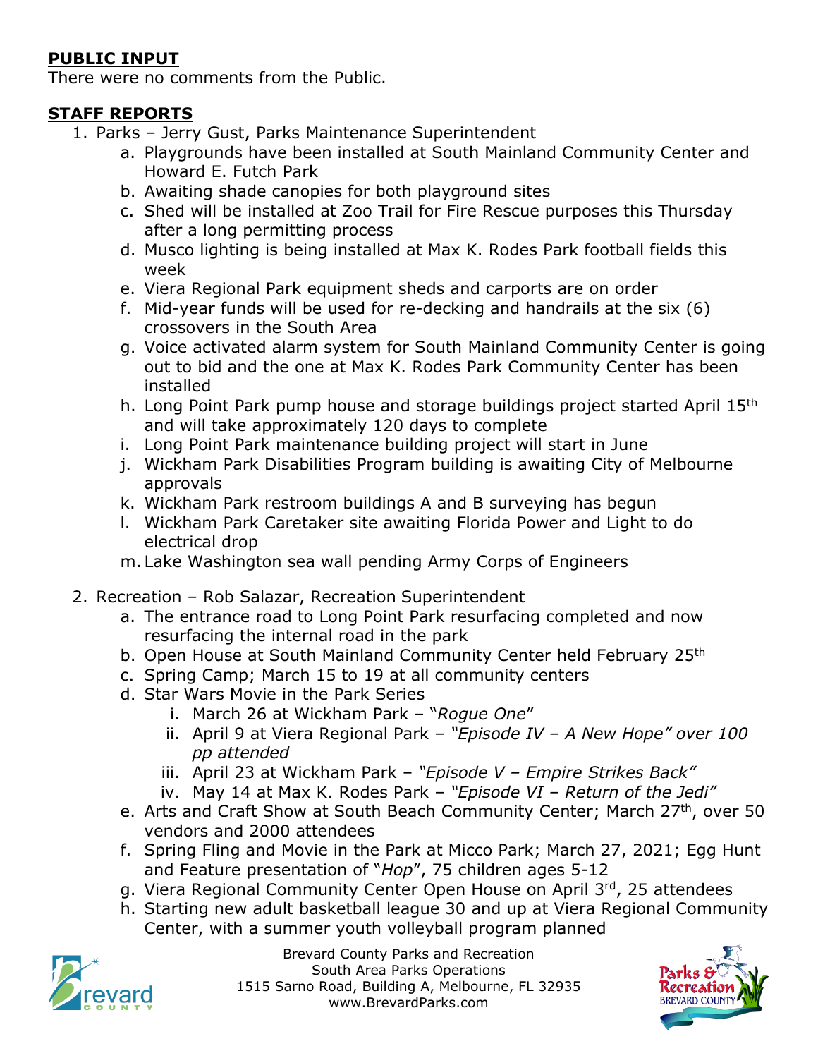**PUBLIC INPUT**

There were no comments from the Public.

**STAFF REPORTS**

1. Parks – Jerry Gust, Parks Maintenance Superintendent
    a. Playgrounds have been installed at South Mainland Community Center and Howard E. Futch Park
    b. Awaiting shade canopies for both playground sites
    c. Shed will be installed at Zoo Trail for Fire Rescue purposes this Thursday after a long permitting process
    d. Musco lighting is being installed at Max K. Rodes Park football fields this week
    e. Viera Regional Park equipment sheds and carports are on order
    f. Mid-year funds will be used for re-decking and handrails at the six (6) crossovers in the South Area
    g. Voice activated alarm system for South Mainland Community Center is going out to bid and the one at Max K. Rodes Park Community Center has been installed
    h. Long Point Park pump house and storage buildings project started April 15th and will take approximately 120 days to complete
    i. Long Point Park maintenance building project will start in June
    j. Wickham Park Disabilities Program building is awaiting City of Melbourne approvals
    k. Wickham Park restroom buildings A and B surveying has begun
    l. Wickham Park Caretaker site awaiting Florida Power and Light to do electrical drop
    m. Lake Washington sea wall pending Army Corps of Engineers

2. Recreation – Rob Salazar, Recreation Superintendent
    a. The entrance road to Long Point Park resurfacing completed and now resurfacing the internal road in the park
    b. Open House at South Mainland Community Center held February 25th
    c. Spring Camp; March 15 to 19 at all community centers
    d. Star Wars Movie in the Park Series
        i. March 26 at Wickham Park – "*Rogue One*"
        ii. April 9 at Viera Regional Park – *"Episode IV – A New Hope" over 100 pp attended*
        iii. April 23 at Wickham Park – *"Episode V – Empire Strikes Back"*
        iv. May 14 at Max K. Rodes Park – *"Episode VI – Return of the Jedi"*
    e. Arts and Craft Show at South Beach Community Center; March 27th, over 50 vendors and 2000 attendees
    f. Spring Fling and Movie in the Park at Micco Park; March 27, 2021; Egg Hunt and Feature presentation of "*Hop*", 75 children ages 5-12
    g. Viera Regional Community Center Open House on April 3rd, 25 attendees
    h. Starting new adult basketball league 30 and up at Viera Regional Community Center, with a summer youth volleyball program planned

Brevard County Parks and Recreation
South Area Parks Operations
1515 Sarno Road, Building A, Melbourne, FL 32935
www.BrevardParks.com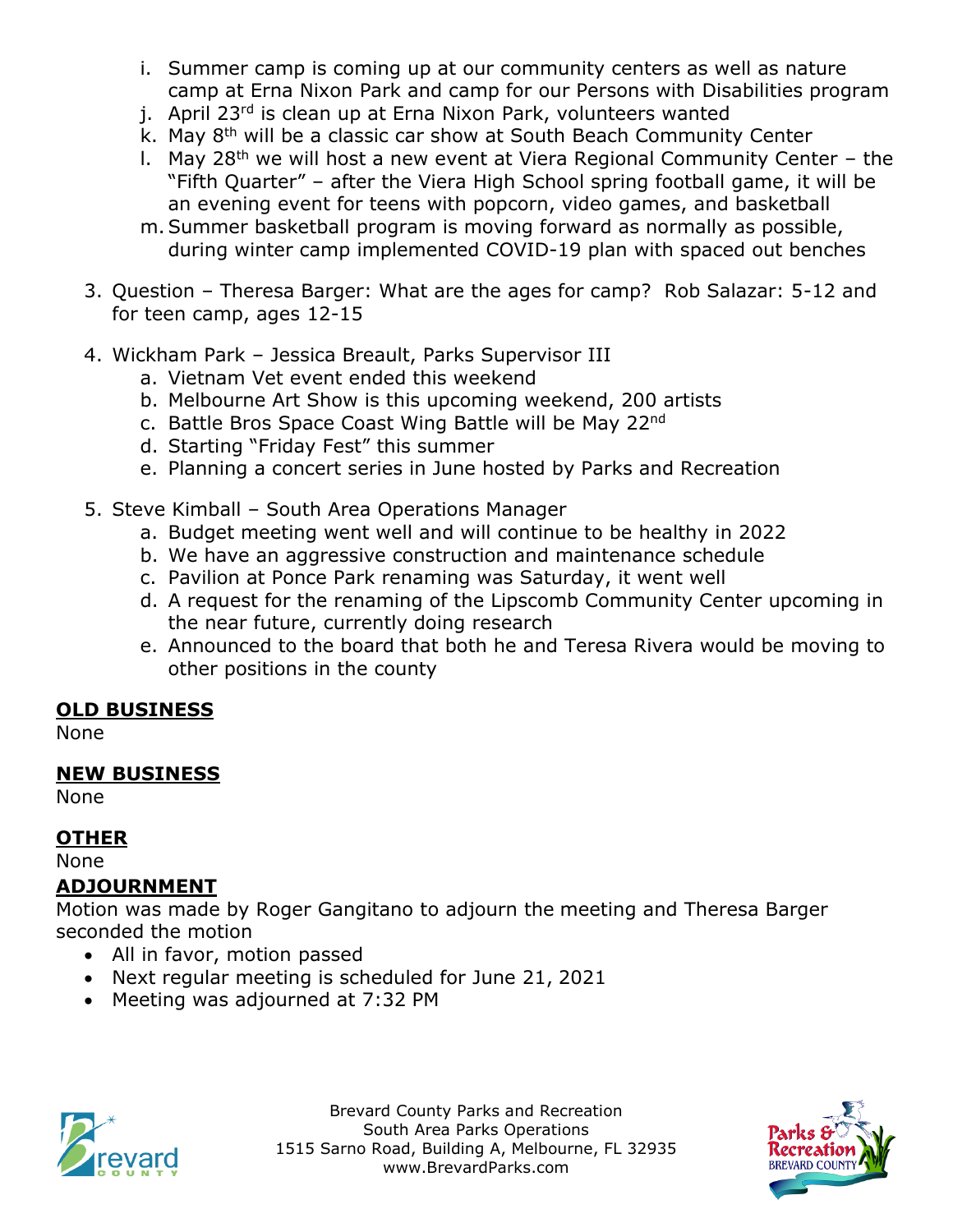i. Summer camp is coming up at our community centers as well as nature camp at Erna Nixon Park and camp for our Persons with Disabilities program
   j. April 23rd is clean up at Erna Nixon Park, volunteers wanted
   k. May 8th will be a classic car show at South Beach Community Center
   l. May 28th we will host a new event at Viera Regional Community Center – the "Fifth Quarter" – after the Viera High School spring football game, it will be an evening event for teens with popcorn, video games, and basketball
   m. Summer basketball program is moving forward as normally as possible, during winter camp implemented COVID-19 plan with spaced out benches

3. Question – Theresa Barger: What are the ages for camp? Rob Salazar: 5-12 and for teen camp, ages 12-15

4. Wickham Park – Jessica Breault, Parks Supervisor III
   a. Vietnam Vet event ended this weekend
   b. Melbourne Art Show is this upcoming weekend, 200 artists
   c. Battle Bros Space Coast Wing Battle will be May 22nd
   d. Starting "Friday Fest" this summer
   e. Planning a concert series in June hosted by Parks and Recreation

5. Steve Kimball – South Area Operations Manager
   a. Budget meeting went well and will continue to be healthy in 2022
   b. We have an aggressive construction and maintenance schedule
   c. Pavilion at Ponce Park renaming was Saturday, it went well
   d. A request for the renaming of the Lipscomb Community Center upcoming in the near future, currently doing research
   e. Announced to the board that both he and Teresa Rivera would be moving to other positions in the county

## OLD BUSINESS

None

## NEW BUSINESS

None

## OTHER

None

## ADJOURNMENT

Motion was made by Roger Gangitano to adjourn the meeting and Theresa Barger seconded the motion

- All in favor, motion passed
- Next regular meeting is scheduled for June 21, 2021
- Meeting was adjourned at 7:32 PM

Brevard County Parks and Recreation
South Area Parks Operations
1515 Sarno Road, Building A, Melbourne, FL 32935
www.BrevardParks.com